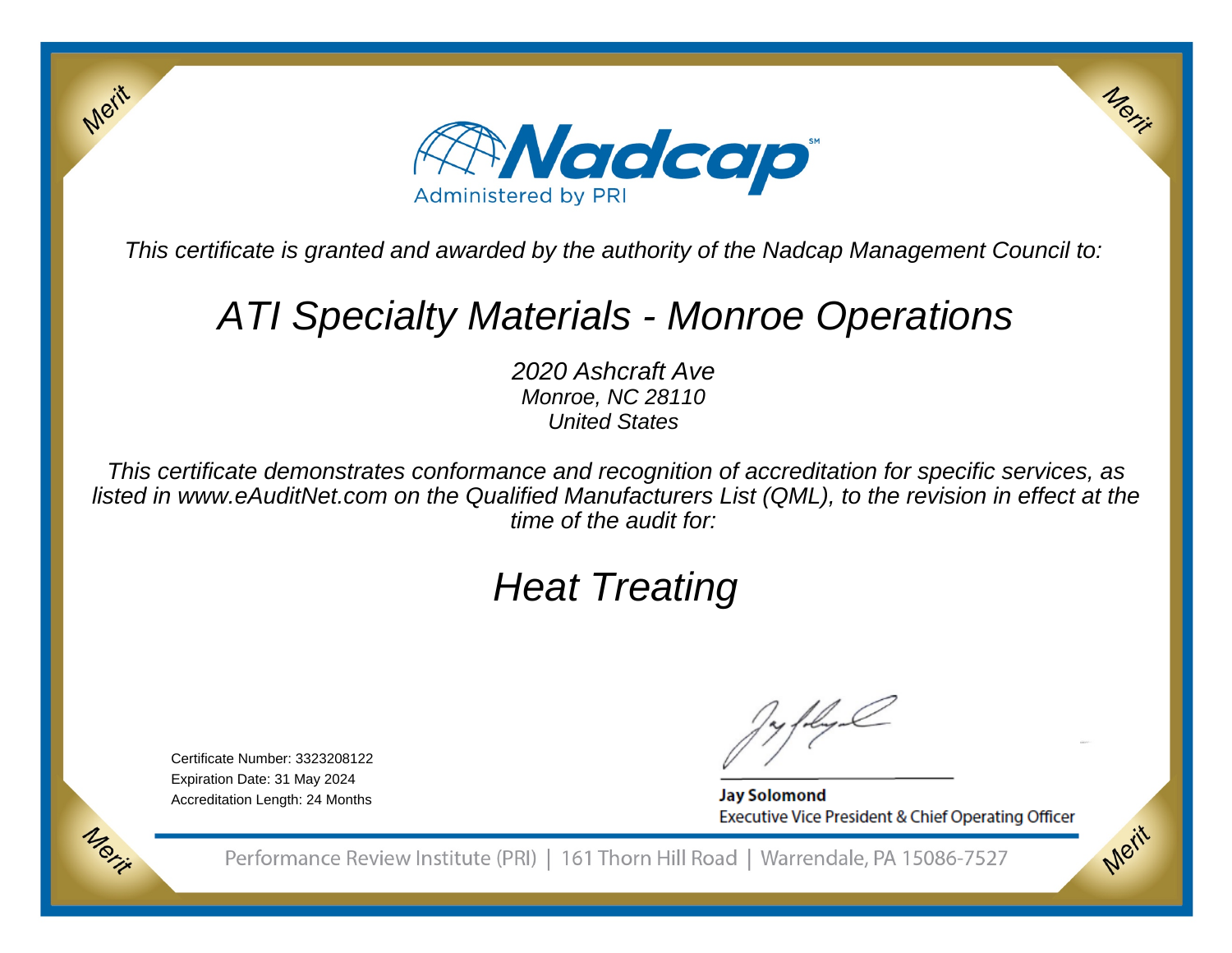Merit

# Nadcap

Administered by PRI

*This certificate is granted and awarded by the authority of the Nadcap Management Council to:*

## *ATI Specialty Materials - Monroe Operations*

*2020 Ashcraft Ave*
*Monroe, NC 28110*
*United States*

*This certificate demonstrates conformance and recognition of accreditation for specific services, as listed in www.eAuditNet.com on the Qualified Manufacturers List (QML), to the revision in effect at the time of the audit for:*

## *Heat Treating*

Certificate Number: 3323208122
Expiration Date: 31 May 2024
Accreditation Length: 24 Months

**Jay Solomond**
Executive Vice President & Chief Operating Officer

Performance Review Institute (PRI) | 161 Thorn Hill Road | Warrendale, PA 15086-7527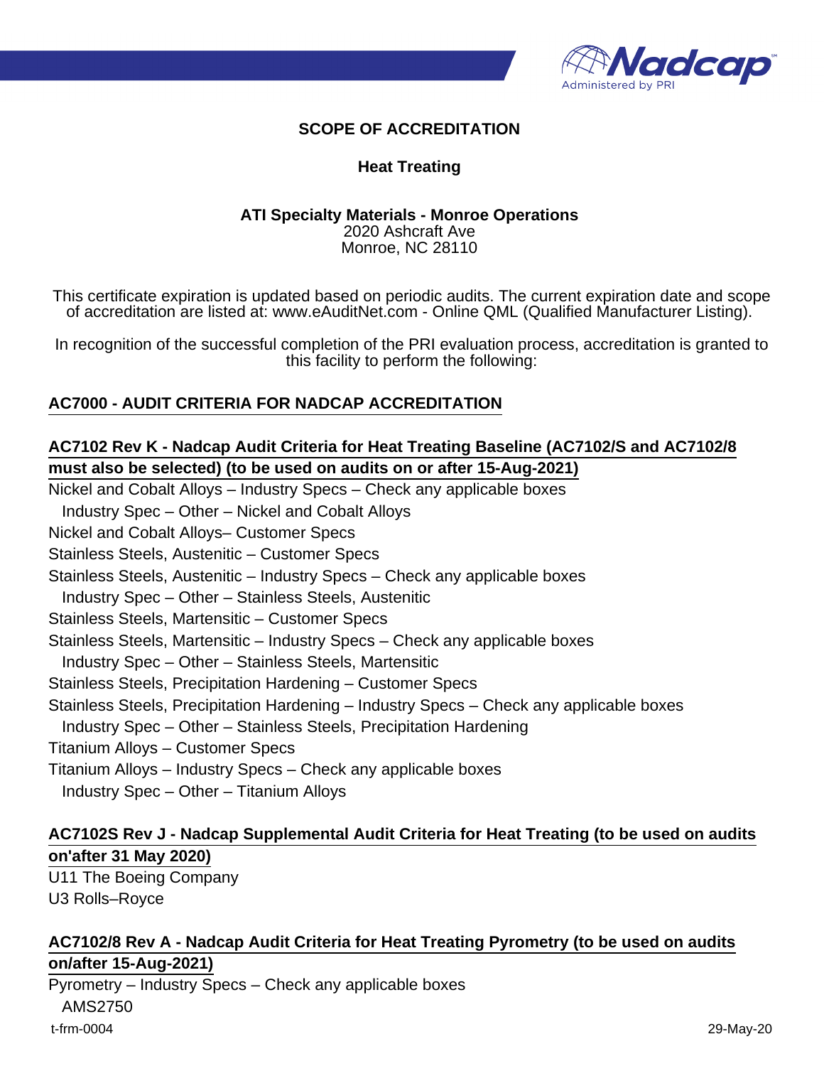# SCOPE OF ACCREDITATION

## Heat Treating

**ATI Specialty Materials - Monroe Operations**
2020 Ashcraft Ave
Monroe, NC 28110

This certificate expiration is updated based on periodic audits. The current expiration date and scope of accreditation are listed at: www.eAuditNet.com - Online QML (Qualified Manufacturer Listing).

In recognition of the successful completion of the PRI evaluation process, accreditation is granted to this facility to perform the following:

### AC7000 - AUDIT CRITERIA FOR NADCAP ACCREDITATION

### AC7102 Rev K - Nadcap Audit Criteria for Heat Treating Baseline (AC7102/S and AC7102/8 must also be selected) (to be used on audits on or after 15-Aug-2021)

Nickel and Cobalt Alloys – Industry Specs – Check any applicable boxes
- Industry Spec – Other – Nickel and Cobalt Alloys

Nickel and Cobalt Alloys– Customer Specs

Stainless Steels, Austenitic – Customer Specs

Stainless Steels, Austenitic – Industry Specs – Check any applicable boxes
- Industry Spec – Other – Stainless Steels, Austenitic

Stainless Steels, Martensitic – Customer Specs

Stainless Steels, Martensitic – Industry Specs – Check any applicable boxes
- Industry Spec – Other – Stainless Steels, Martensitic

Stainless Steels, Precipitation Hardening – Customer Specs

Stainless Steels, Precipitation Hardening – Industry Specs – Check any applicable boxes
- Industry Spec – Other – Stainless Steels, Precipitation Hardening

Titanium Alloys – Customer Specs

Titanium Alloys – Industry Specs – Check any applicable boxes
- Industry Spec – Other – Titanium Alloys

### AC7102S Rev J - Nadcap Supplemental Audit Criteria for Heat Treating (to be used on audits on'after 31 May 2020)

U11 The Boeing Company
U3 Rolls–Royce

### AC7102/8 Rev A - Nadcap Audit Criteria for Heat Treating Pyrometry (to be used on audits on/after 15-Aug-2021)

Pyrometry – Industry Specs – Check any applicable boxes
- AMS2750

t-frm-0004 29-May-20